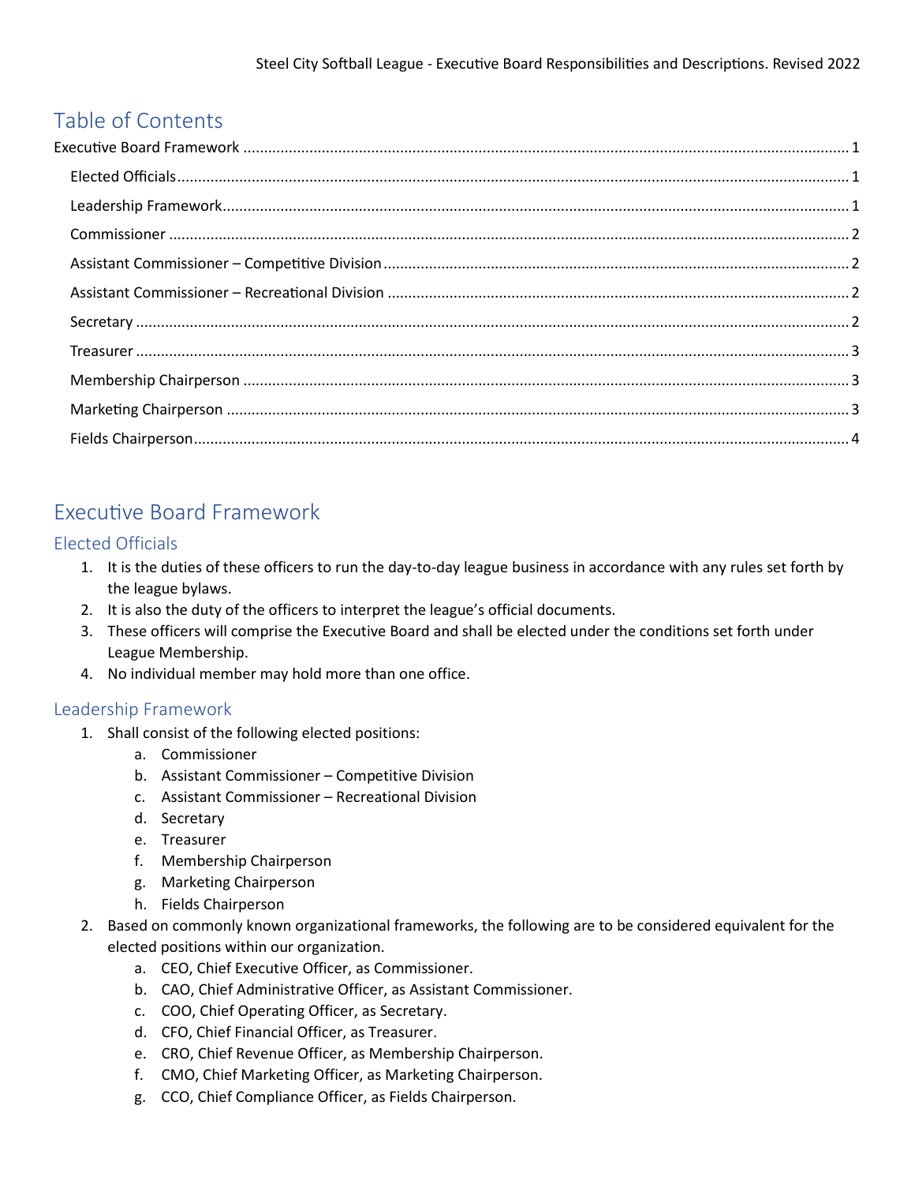# Table of Contents

Executive Board Framework ........................................ 1
- Elected Officials ........................................ 1
- Leadership Framework ........................................ 1
- Commissioner ........................................ 2
- Assistant Commissioner – Competitive Division ........................................ 2
- Assistant Commissioner – Recreational Division ........................................ 2
- Secretary ........................................ 2
- Treasurer ........................................ 3
- Membership Chairperson ........................................ 3
- Marketing Chairperson ........................................ 3
- Fields Chairperson ........................................ 4

# Executive Board Framework

## Elected Officials

1. It is the duties of these officers to run the day-to-day league business in accordance with any rules set forth by the league bylaws.
2. It is also the duty of the officers to interpret the league's official documents.
3. These officers will comprise the Executive Board and shall be elected under the conditions set forth under League Membership.
4. No individual member may hold more than one office.

## Leadership Framework

1. Shall consist of the following elected positions:
    a. Commissioner
    b. Assistant Commissioner – Competitive Division
    c. Assistant Commissioner – Recreational Division
    d. Secretary
    e. Treasurer
    f. Membership Chairperson
    g. Marketing Chairperson
    h. Fields Chairperson
2. Based on commonly known organizational frameworks, the following are to be considered equivalent for the elected positions within our organization.
    a. CEO, Chief Executive Officer, as Commissioner.
    b. CAO, Chief Administrative Officer, as Assistant Commissioner.
    c. COO, Chief Operating Officer, as Secretary.
    d. CFO, Chief Financial Officer, as Treasurer.
    e. CRO, Chief Revenue Officer, as Membership Chairperson.
    f. CMO, Chief Marketing Officer, as Marketing Chairperson.
    g. CCO, Chief Compliance Officer, as Fields Chairperson.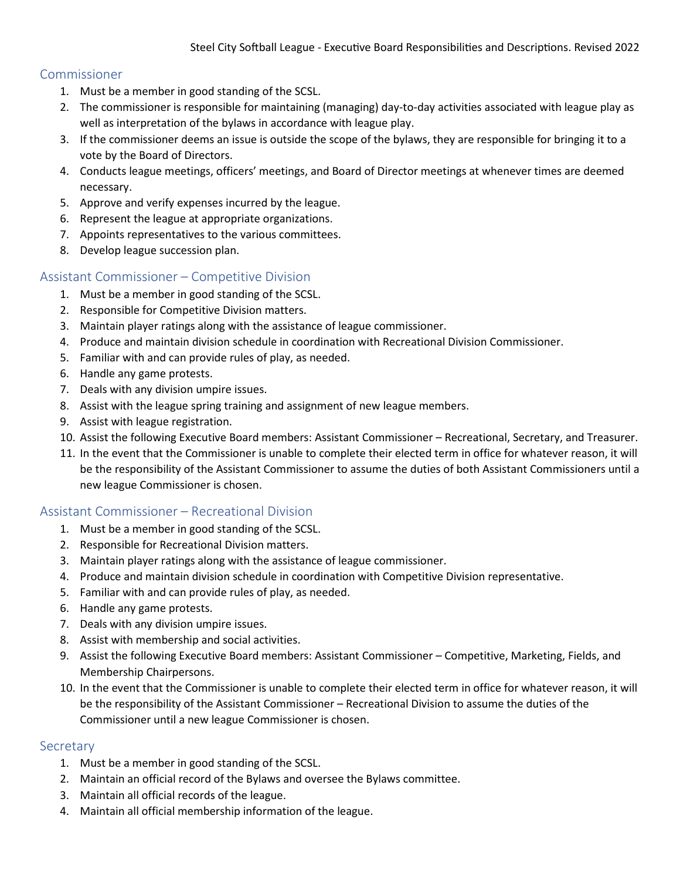## Commissioner

1. Must be a member in good standing of the SCSL.
2. The commissioner is responsible for maintaining (managing) day-to-day activities associated with league play as well as interpretation of the bylaws in accordance with league play.
3. If the commissioner deems an issue is outside the scope of the bylaws, they are responsible for bringing it to a vote by the Board of Directors.
4. Conducts league meetings, officers' meetings, and Board of Director meetings at whenever times are deemed necessary.
5. Approve and verify expenses incurred by the league.
6. Represent the league at appropriate organizations.
7. Appoints representatives to the various committees.
8. Develop league succession plan.

## Assistant Commissioner – Competitive Division

1. Must be a member in good standing of the SCSL.
2. Responsible for Competitive Division matters.
3. Maintain player ratings along with the assistance of league commissioner.
4. Produce and maintain division schedule in coordination with Recreational Division Commissioner.
5. Familiar with and can provide rules of play, as needed.
6. Handle any game protests.
7. Deals with any division umpire issues.
8. Assist with the league spring training and assignment of new league members.
9. Assist with league registration.
10. Assist the following Executive Board members: Assistant Commissioner – Recreational, Secretary, and Treasurer.
11. In the event that the Commissioner is unable to complete their elected term in office for whatever reason, it will be the responsibility of the Assistant Commissioner to assume the duties of both Assistant Commissioners until a new league Commissioner is chosen.

## Assistant Commissioner – Recreational Division

1. Must be a member in good standing of the SCSL.
2. Responsible for Recreational Division matters.
3. Maintain player ratings along with the assistance of league commissioner.
4. Produce and maintain division schedule in coordination with Competitive Division representative.
5. Familiar with and can provide rules of play, as needed.
6. Handle any game protests.
7. Deals with any division umpire issues.
8. Assist with membership and social activities.
9. Assist the following Executive Board members: Assistant Commissioner – Competitive, Marketing, Fields, and Membership Chairpersons.
10. In the event that the Commissioner is unable to complete their elected term in office for whatever reason, it will be the responsibility of the Assistant Commissioner – Recreational Division to assume the duties of the Commissioner until a new league Commissioner is chosen.

## Secretary

1. Must be a member in good standing of the SCSL.
2. Maintain an official record of the Bylaws and oversee the Bylaws committee.
3. Maintain all official records of the league.
4. Maintain all official membership information of the league.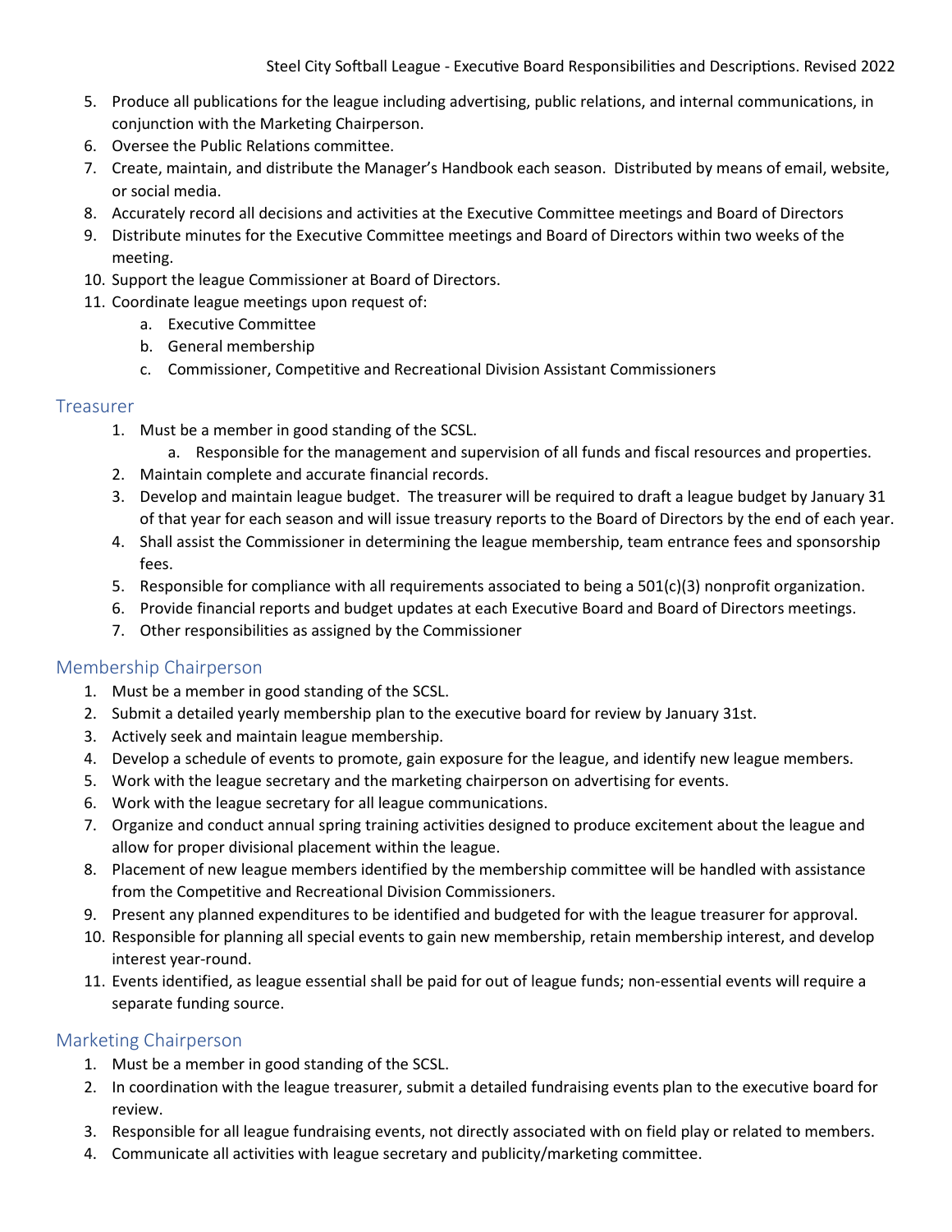5. Produce all publications for the league including advertising, public relations, and internal communications, in conjunction with the Marketing Chairperson.
6. Oversee the Public Relations committee.
7. Create, maintain, and distribute the Manager's Handbook each season. Distributed by means of email, website, or social media.
8. Accurately record all decisions and activities at the Executive Committee meetings and Board of Directors
9. Distribute minutes for the Executive Committee meetings and Board of Directors within two weeks of the meeting.
10. Support the league Commissioner at Board of Directors.
11. Coordinate league meetings upon request of:
    a. Executive Committee
    b. General membership
    c. Commissioner, Competitive and Recreational Division Assistant Commissioners

## Treasurer

1. Must be a member in good standing of the SCSL.
    a. Responsible for the management and supervision of all funds and fiscal resources and properties.
2. Maintain complete and accurate financial records.
3. Develop and maintain league budget. The treasurer will be required to draft a league budget by January 31 of that year for each season and will issue treasury reports to the Board of Directors by the end of each year.
4. Shall assist the Commissioner in determining the league membership, team entrance fees and sponsorship fees.
5. Responsible for compliance with all requirements associated to being a 501(c)(3) nonprofit organization.
6. Provide financial reports and budget updates at each Executive Board and Board of Directors meetings.
7. Other responsibilities as assigned by the Commissioner

## Membership Chairperson

1. Must be a member in good standing of the SCSL.
2. Submit a detailed yearly membership plan to the executive board for review by January 31st.
3. Actively seek and maintain league membership.
4. Develop a schedule of events to promote, gain exposure for the league, and identify new league members.
5. Work with the league secretary and the marketing chairperson on advertising for events.
6. Work with the league secretary for all league communications.
7. Organize and conduct annual spring training activities designed to produce excitement about the league and allow for proper divisional placement within the league.
8. Placement of new league members identified by the membership committee will be handled with assistance from the Competitive and Recreational Division Commissioners.
9. Present any planned expenditures to be identified and budgeted for with the league treasurer for approval.
10. Responsible for planning all special events to gain new membership, retain membership interest, and develop interest year-round.
11. Events identified, as league essential shall be paid for out of league funds; non-essential events will require a separate funding source.

## Marketing Chairperson

1. Must be a member in good standing of the SCSL.
2. In coordination with the league treasurer, submit a detailed fundraising events plan to the executive board for review.
3. Responsible for all league fundraising events, not directly associated with on field play or related to members.
4. Communicate all activities with league secretary and publicity/marketing committee.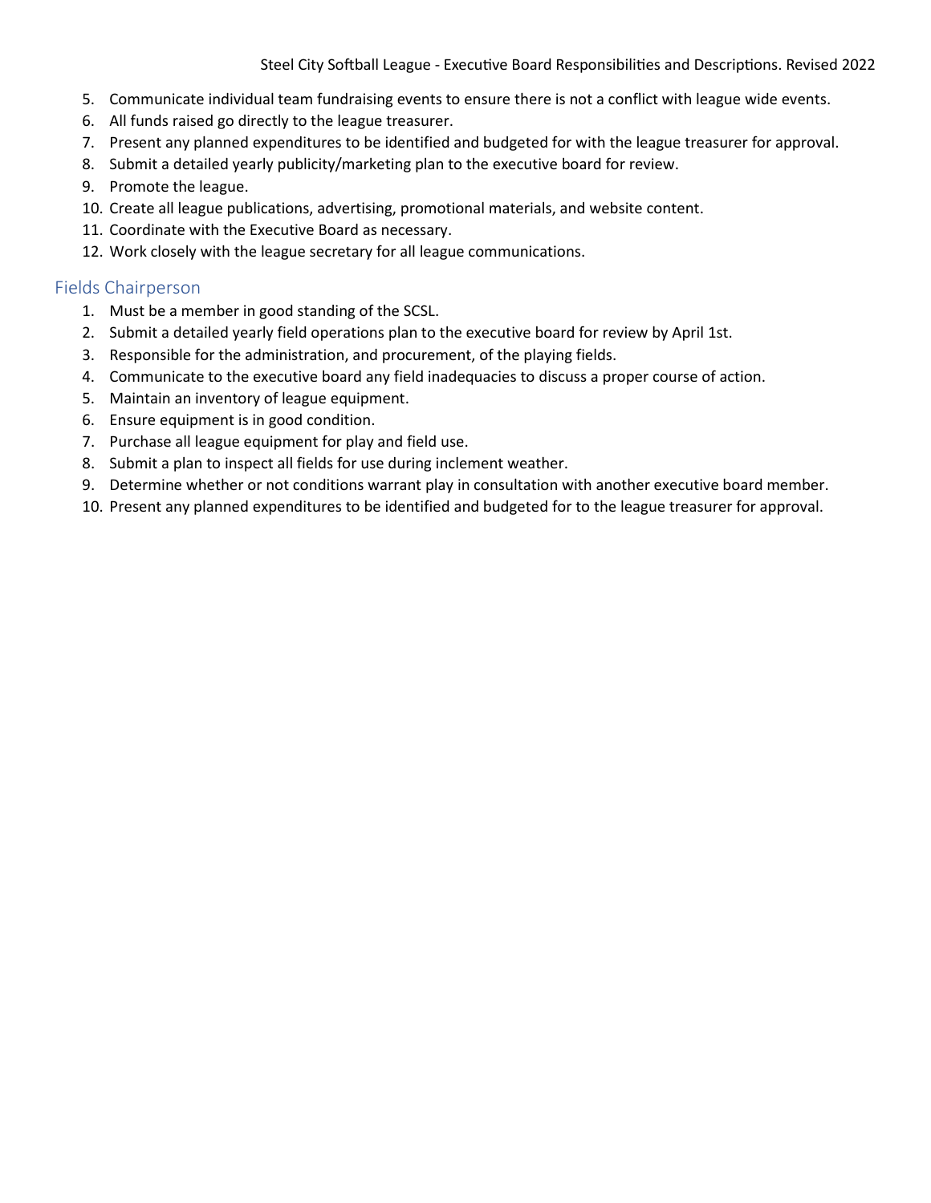5. Communicate individual team fundraising events to ensure there is not a conflict with league wide events.
6. All funds raised go directly to the league treasurer.
7. Present any planned expenditures to be identified and budgeted for with the league treasurer for approval.
8. Submit a detailed yearly publicity/marketing plan to the executive board for review.
9. Promote the league.
10. Create all league publications, advertising, promotional materials, and website content.
11. Coordinate with the Executive Board as necessary.
12. Work closely with the league secretary for all league communications.

## Fields Chairperson

1. Must be a member in good standing of the SCSL.
2. Submit a detailed yearly field operations plan to the executive board for review by April 1st.
3. Responsible for the administration, and procurement, of the playing fields.
4. Communicate to the executive board any field inadequacies to discuss a proper course of action.
5. Maintain an inventory of league equipment.
6. Ensure equipment is in good condition.
7. Purchase all league equipment for play and field use.
8. Submit a plan to inspect all fields for use during inclement weather.
9. Determine whether or not conditions warrant play in consultation with another executive board member.
10. Present any planned expenditures to be identified and budgeted for to the league treasurer for approval.